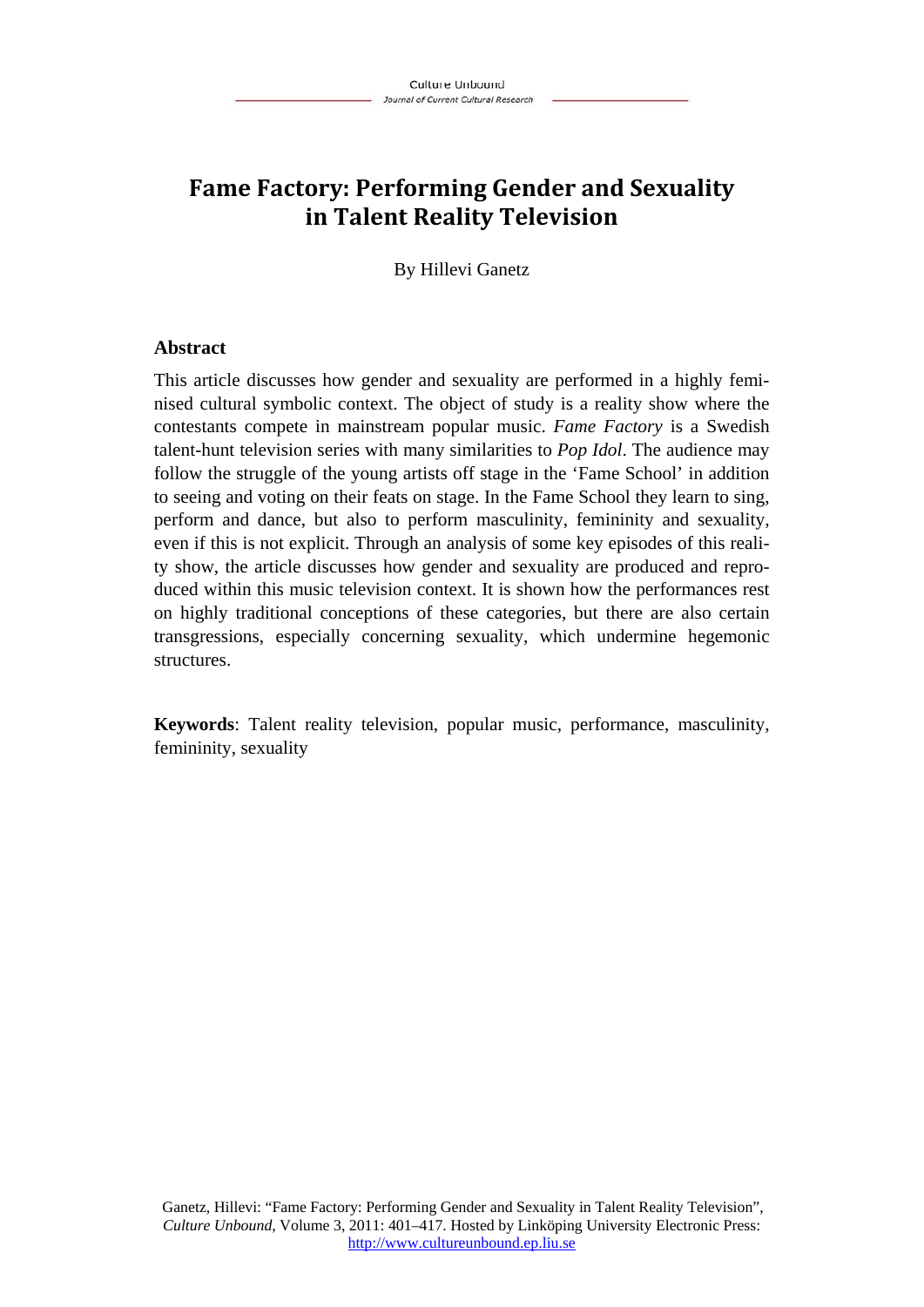# Fame Factory: Performing Gender and Sexuality in Talent Reality Television

By Hillevi Ganetz

## Abstract

This article discusses how gender and sexuality are performed in a highly feminised cultural symbolic context. The object of study is a reality show where the contestants compete in mainstream popular music. *Fame Factory* is a Swedish talent-hunt television series with many similarities to *Pop Idol*. The audience may follow the struggle of the young artists off stage in the 'Fame School' in addition to seeing and voting on their feats on stage. In the Fame School they learn to sing, perform and dance, but also to perform masculinity, femininity and sexuality, even if this is not explicit. Through an analysis of some key episodes of this reality show, the article discusses how gender and sexuality are produced and reproduced within this music television context. It is shown how the performances rest on highly traditional conceptions of these categories, but there are also certain transgressions, especially concerning sexuality, which undermine hegemonic structures.

**Keywords**: Talent reality television, popular music, performance, masculinity, femininity, sexuality

Ganetz, Hillevi: "Fame Factory: Performing Gender and Sexuality in Talent Reality Television", *Culture Unbound*, Volume 3, 2011: 401–417. Hosted by Linköping University Electronic Press: http://www.cultureunbound.ep.liu.se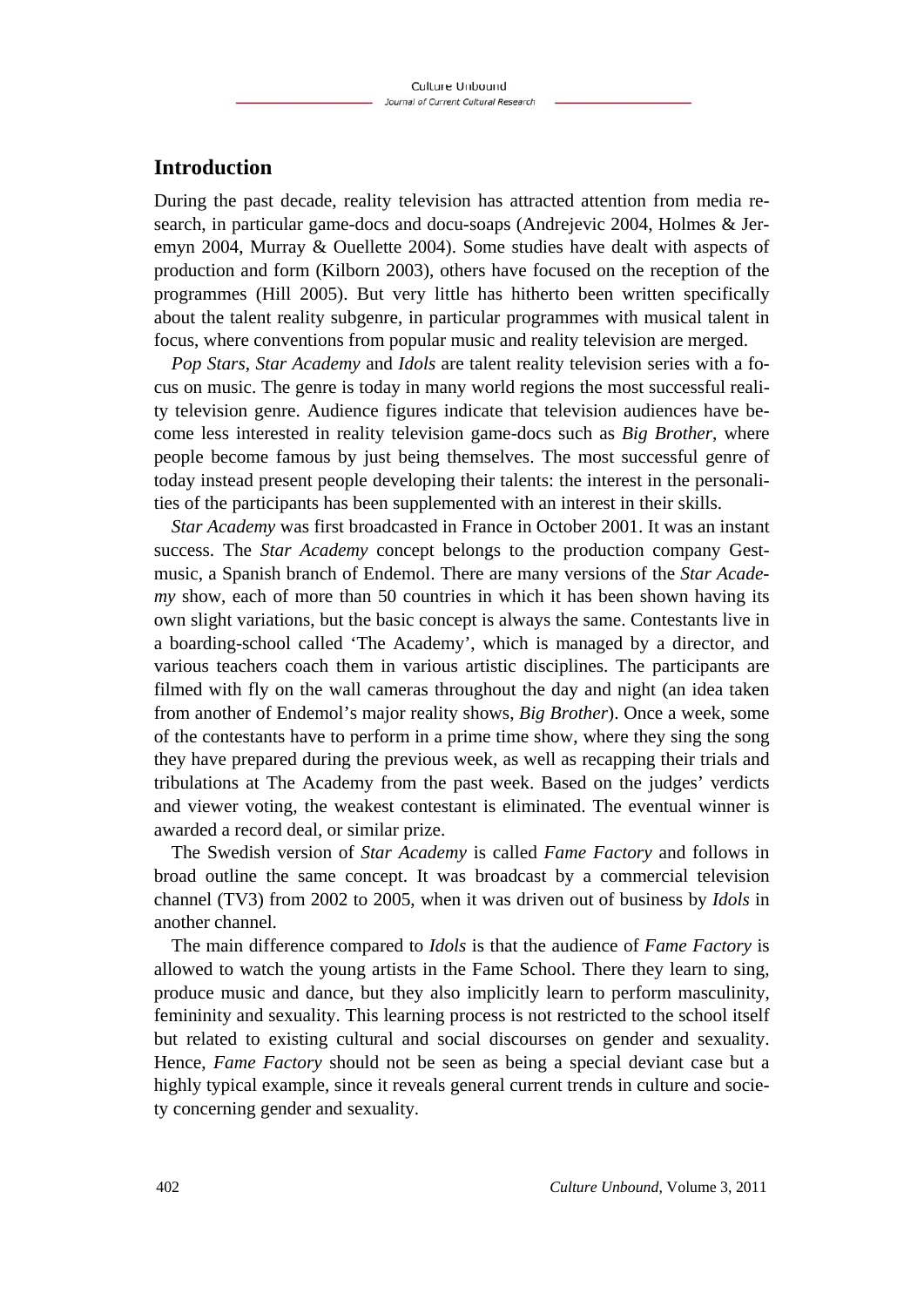## Introduction

During the past decade, reality television has attracted attention from media research, in particular game-docs and docu-soaps (Andrejevic 2004, Holmes & Jeremyn 2004, Murray & Ouellette 2004). Some studies have dealt with aspects of production and form (Kilborn 2003), others have focused on the reception of the programmes (Hill 2005). But very little has hitherto been written specifically about the talent reality subgenre, in particular programmes with musical talent in focus, where conventions from popular music and reality television are merged.

*Pop Stars*, *Star Academy* and *Idols* are talent reality television series with a focus on music. The genre is today in many world regions the most successful reality television genre. Audience figures indicate that television audiences have become less interested in reality television game-docs such as *Big Brother*, where people become famous by just being themselves. The most successful genre of today instead present people developing their talents: the interest in the personalities of the participants has been supplemented with an interest in their skills.

*Star Academy* was first broadcasted in France in October 2001. It was an instant success. The *Star Academy* concept belongs to the production company Gestmusic, a Spanish branch of Endemol. There are many versions of the *Star Academy* show, each of more than 50 countries in which it has been shown having its own slight variations, but the basic concept is always the same. Contestants live in a boarding-school called 'The Academy', which is managed by a director, and various teachers coach them in various artistic disciplines. The participants are filmed with fly on the wall cameras throughout the day and night (an idea taken from another of Endemol's major reality shows, *Big Brother*). Once a week, some of the contestants have to perform in a prime time show, where they sing the song they have prepared during the previous week, as well as recapping their trials and tribulations at The Academy from the past week. Based on the judges' verdicts and viewer voting, the weakest contestant is eliminated. The eventual winner is awarded a record deal, or similar prize.

The Swedish version of *Star Academy* is called *Fame Factory* and follows in broad outline the same concept. It was broadcast by a commercial television channel (TV3) from 2002 to 2005, when it was driven out of business by *Idols* in another channel.

The main difference compared to *Idols* is that the audience of *Fame Factory* is allowed to watch the young artists in the Fame School. There they learn to sing, produce music and dance, but they also implicitly learn to perform masculinity, femininity and sexuality. This learning process is not restricted to the school itself but related to existing cultural and social discourses on gender and sexuality. Hence, *Fame Factory* should not be seen as being a special deviant case but a highly typical example, since it reveals general current trends in culture and society concerning gender and sexuality.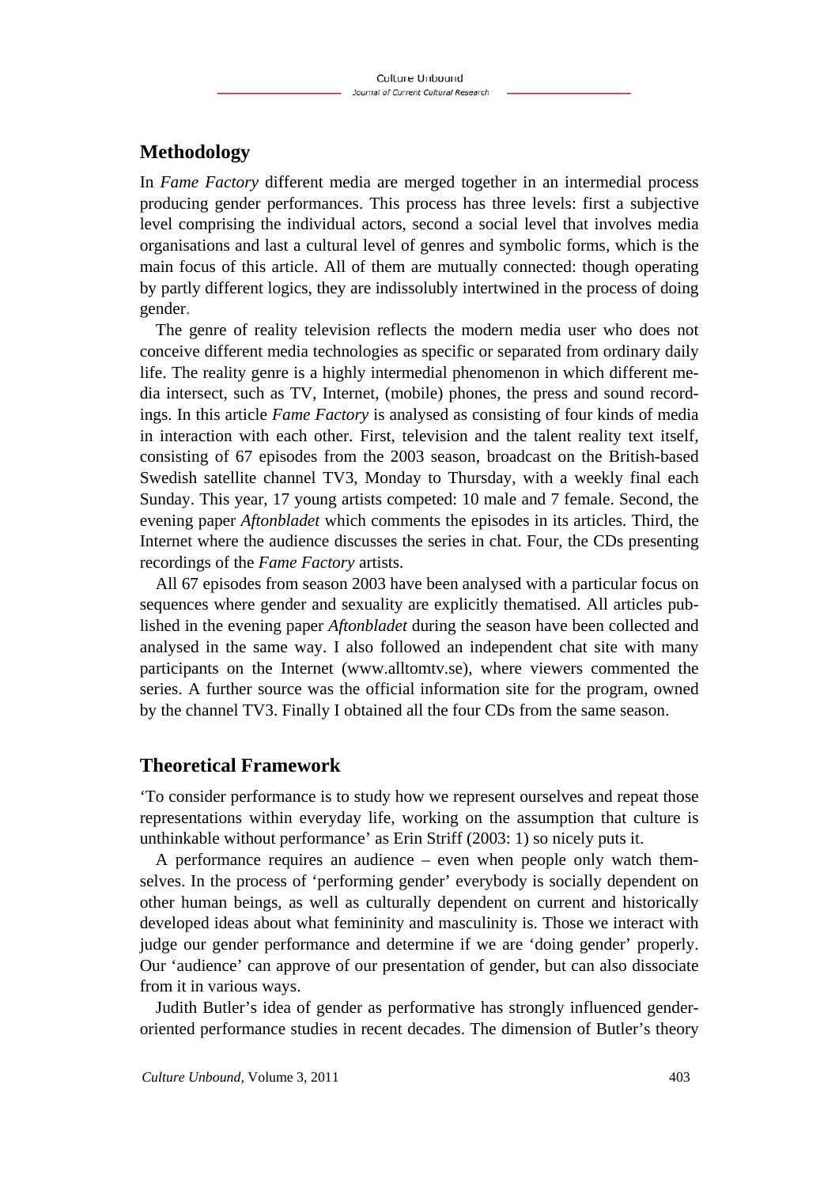## Methodology

In *Fame Factory* different media are merged together in an intermedial process producing gender performances. This process has three levels: first a subjective level comprising the individual actors, second a social level that involves media organisations and last a cultural level of genres and symbolic forms, which is the main focus of this article. All of them are mutually connected: though operating by partly different logics, they are indissolubly intertwined in the process of doing gender.

The genre of reality television reflects the modern media user who does not conceive different media technologies as specific or separated from ordinary daily life. The reality genre is a highly intermedial phenomenon in which different media intersect, such as TV, Internet, (mobile) phones, the press and sound recordings. In this article *Fame Factory* is analysed as consisting of four kinds of media in interaction with each other. First, television and the talent reality text itself, consisting of 67 episodes from the 2003 season, broadcast on the British-based Swedish satellite channel TV3, Monday to Thursday, with a weekly final each Sunday. This year, 17 young artists competed: 10 male and 7 female. Second, the evening paper *Aftonbladet* which comments the episodes in its articles. Third, the Internet where the audience discusses the series in chat. Four, the CDs presenting recordings of the *Fame Factory* artists.

All 67 episodes from season 2003 have been analysed with a particular focus on sequences where gender and sexuality are explicitly thematised. All articles published in the evening paper *Aftonbladet* during the season have been collected and analysed in the same way. I also followed an independent chat site with many participants on the Internet (www.alltomtv.se), where viewers commented the series. A further source was the official information site for the program, owned by the channel TV3. Finally I obtained all the four CDs from the same season.

## Theoretical Framework

'To consider performance is to study how we represent ourselves and repeat those representations within everyday life, working on the assumption that culture is unthinkable without performance' as Erin Striff (2003: 1) so nicely puts it.

A performance requires an audience – even when people only watch themselves. In the process of 'performing gender' everybody is socially dependent on other human beings, as well as culturally dependent on current and historically developed ideas about what femininity and masculinity is. Those we interact with judge our gender performance and determine if we are 'doing gender' properly. Our 'audience' can approve of our presentation of gender, but can also dissociate from it in various ways.

Judith Butler's idea of gender as performative has strongly influenced gender-oriented performance studies in recent decades. The dimension of Butler's theory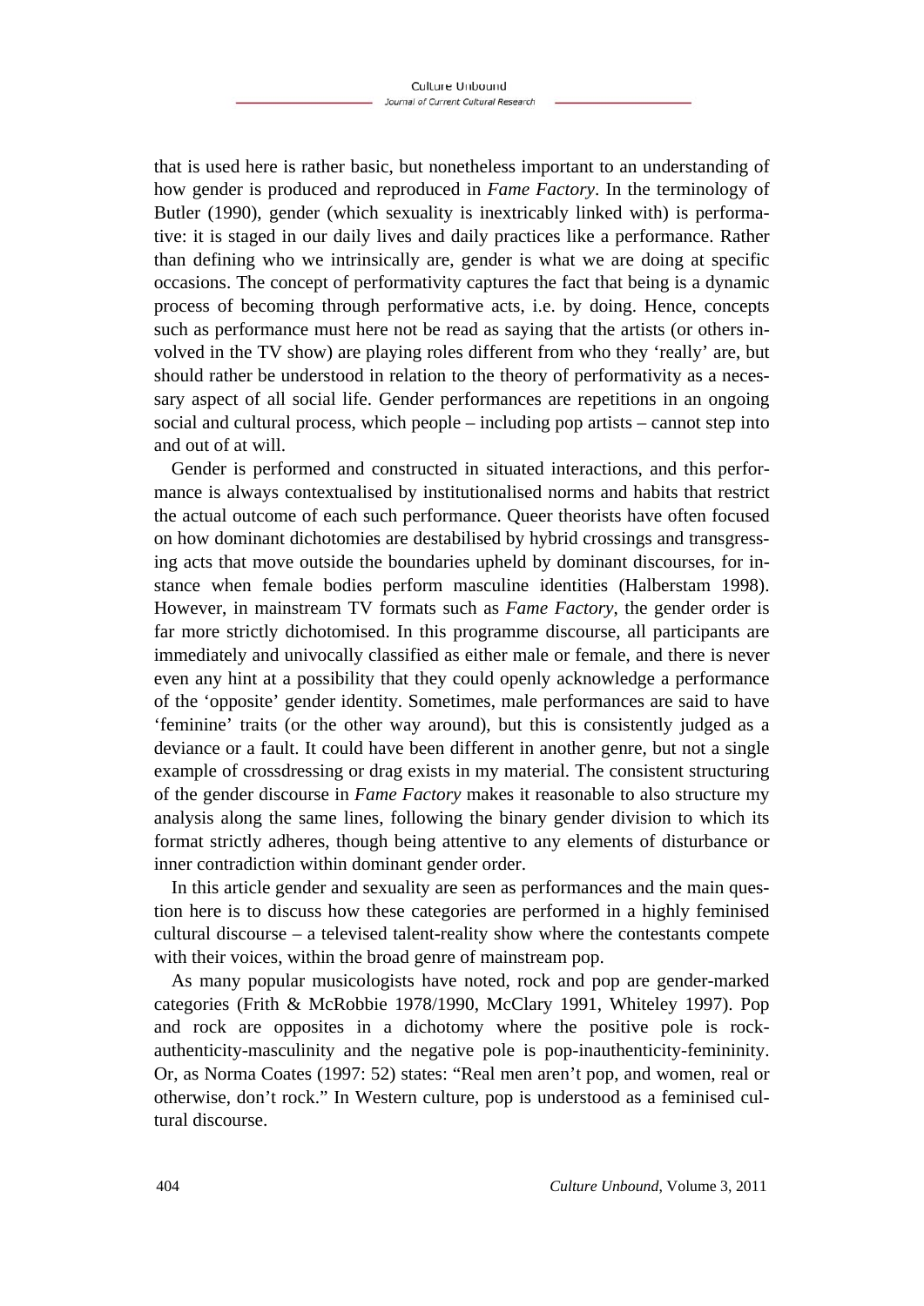that is used here is rather basic, but nonetheless important to an understanding of how gender is produced and reproduced in *Fame Factory*. In the terminology of Butler (1990), gender (which sexuality is inextricably linked with) is performative: it is staged in our daily lives and daily practices like a performance. Rather than defining who we intrinsically are, gender is what we are doing at specific occasions. The concept of performativity captures the fact that being is a dynamic process of becoming through performative acts, i.e. by doing. Hence, concepts such as performance must here not be read as saying that the artists (or others involved in the TV show) are playing roles different from who they 'really' are, but should rather be understood in relation to the theory of performativity as a necessary aspect of all social life. Gender performances are repetitions in an ongoing social and cultural process, which people – including pop artists – cannot step into and out of at will.

Gender is performed and constructed in situated interactions, and this performance is always contextualised by institutionalised norms and habits that restrict the actual outcome of each such performance. Queer theorists have often focused on how dominant dichotomies are destabilised by hybrid crossings and transgressing acts that move outside the boundaries upheld by dominant discourses, for instance when female bodies perform masculine identities (Halberstam 1998). However, in mainstream TV formats such as *Fame Factory*, the gender order is far more strictly dichotomised. In this programme discourse, all participants are immediately and univocally classified as either male or female, and there is never even any hint at a possibility that they could openly acknowledge a performance of the 'opposite' gender identity. Sometimes, male performances are said to have 'feminine' traits (or the other way around), but this is consistently judged as a deviance or a fault. It could have been different in another genre, but not a single example of crossdressing or drag exists in my material. The consistent structuring of the gender discourse in *Fame Factory* makes it reasonable to also structure my analysis along the same lines, following the binary gender division to which its format strictly adheres, though being attentive to any elements of disturbance or inner contradiction within dominant gender order.

In this article gender and sexuality are seen as performances and the main question here is to discuss how these categories are performed in a highly feminised cultural discourse – a televised talent-reality show where the contestants compete with their voices, within the broad genre of mainstream pop.

As many popular musicologists have noted, rock and pop are gender-marked categories (Frith & McRobbie 1978/1990, McClary 1991, Whiteley 1997). Pop and rock are opposites in a dichotomy where the positive pole is rock-authenticity-masculinity and the negative pole is pop-inauthenticity-femininity. Or, as Norma Coates (1997: 52) states: "Real men aren't pop, and women, real or otherwise, don't rock." In Western culture, pop is understood as a feminised cultural discourse.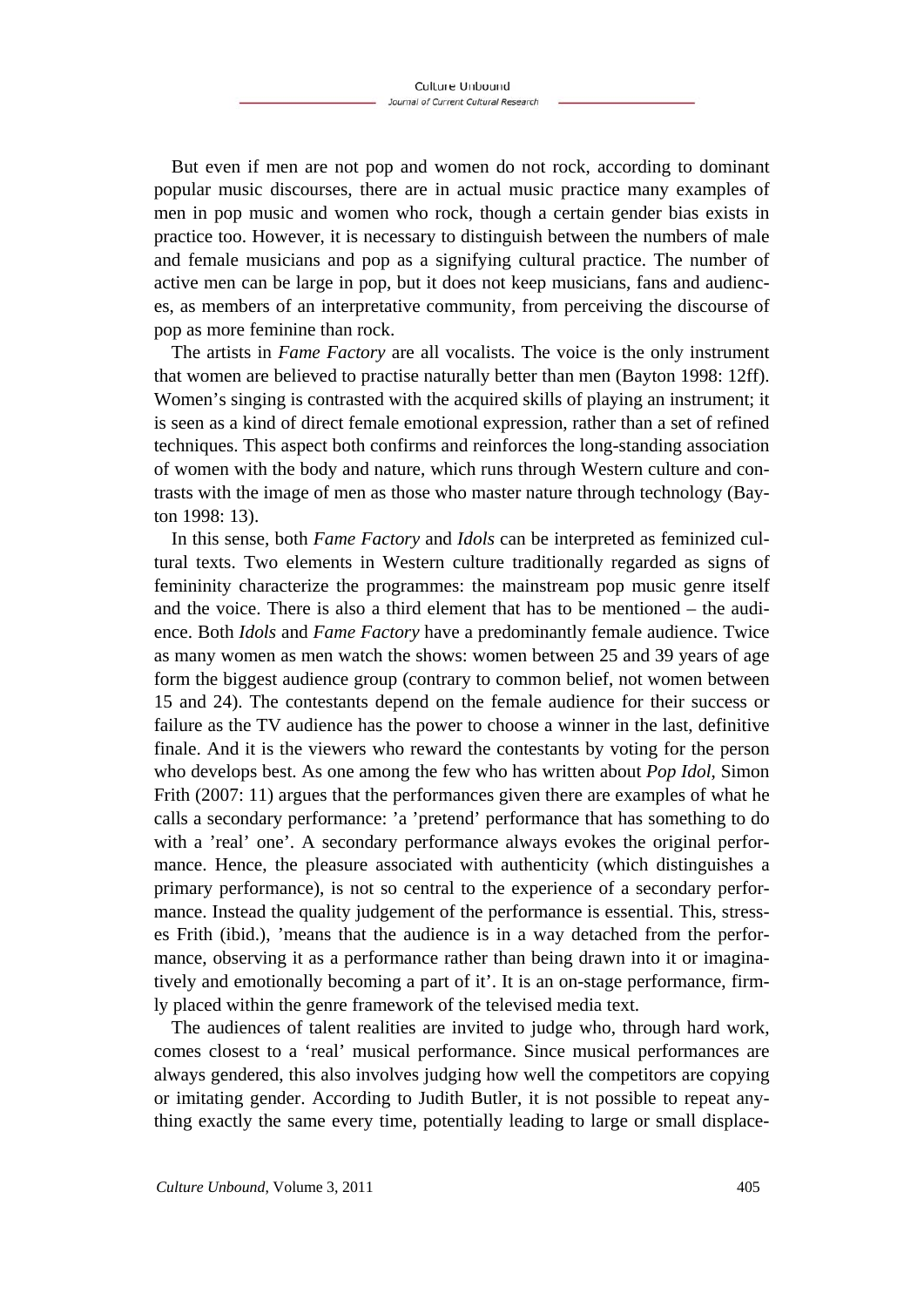But even if men are not pop and women do not rock, according to dominant popular music discourses, there are in actual music practice many examples of men in pop music and women who rock, though a certain gender bias exists in practice too. However, it is necessary to distinguish between the numbers of male and female musicians and pop as a signifying cultural practice. The number of active men can be large in pop, but it does not keep musicians, fans and audiences, as members of an interpretative community, from perceiving the discourse of pop as more feminine than rock.

The artists in *Fame Factory* are all vocalists. The voice is the only instrument that women are believed to practise naturally better than men (Bayton 1998: 12ff). Women's singing is contrasted with the acquired skills of playing an instrument; it is seen as a kind of direct female emotional expression, rather than a set of refined techniques. This aspect both confirms and reinforces the long-standing association of women with the body and nature, which runs through Western culture and contrasts with the image of men as those who master nature through technology (Bayton 1998: 13).

In this sense, both *Fame Factory* and *Idols* can be interpreted as feminized cultural texts. Two elements in Western culture traditionally regarded as signs of femininity characterize the programmes: the mainstream pop music genre itself and the voice. There is also a third element that has to be mentioned – the audience. Both *Idols* and *Fame Factory* have a predominantly female audience. Twice as many women as men watch the shows: women between 25 and 39 years of age form the biggest audience group (contrary to common belief, not women between 15 and 24). The contestants depend on the female audience for their success or failure as the TV audience has the power to choose a winner in the last, definitive finale. And it is the viewers who reward the contestants by voting for the person who develops best. As one among the few who has written about *Pop Idol*, Simon Frith (2007: 11) argues that the performances given there are examples of what he calls a secondary performance: 'a 'pretend' performance that has something to do with a 'real' one'. A secondary performance always evokes the original performance. Hence, the pleasure associated with authenticity (which distinguishes a primary performance), is not so central to the experience of a secondary performance. Instead the quality judgement of the performance is essential. This, stresses Frith (ibid.), 'means that the audience is in a way detached from the performance, observing it as a performance rather than being drawn into it or imaginatively and emotionally being a part of it'. It is an on-stage performance, firmly placed within the genre framework of the televised media text.

The audiences of talent realities are invited to judge who, through hard work, comes closest to a 'real' musical performance. Since musical performances are always gendered, this also involves judging how well the competitors are copying or imitating gender. According to Judith Butler, it is not possible to repeat anything exactly the same every time, potentially leading to large or small displace-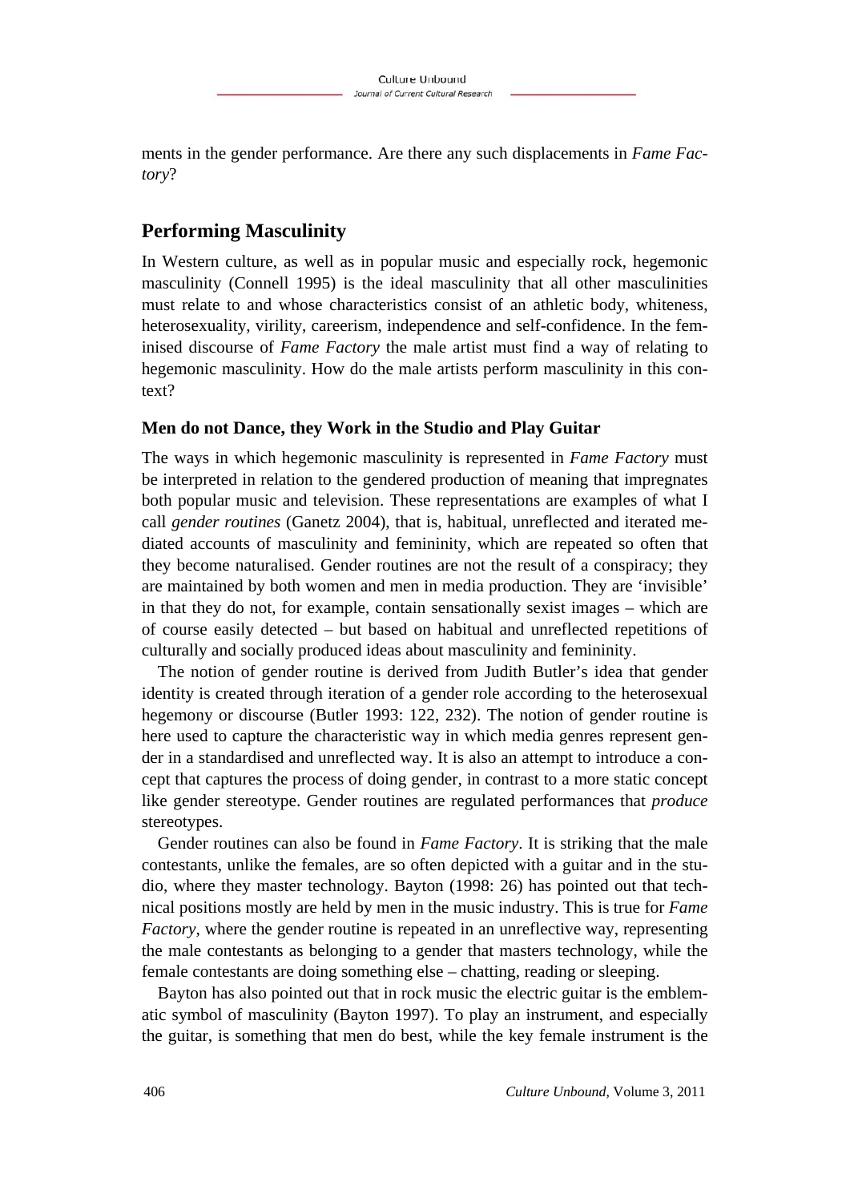ments in the gender performance. Are there any such displacements in *Fame Factory*?

## Performing Masculinity

In Western culture, as well as in popular music and especially rock, hegemonic masculinity (Connell 1995) is the ideal masculinity that all other masculinities must relate to and whose characteristics consist of an athletic body, whiteness, heterosexuality, virility, careerism, independence and self-confidence. In the feminised discourse of *Fame Factory* the male artist must find a way of relating to hegemonic masculinity. How do the male artists perform masculinity in this context?

### Men do not Dance, they Work in the Studio and Play Guitar

The ways in which hegemonic masculinity is represented in *Fame Factory* must be interpreted in relation to the gendered production of meaning that impregnates both popular music and television. These representations are examples of what I call *gender routines* (Ganetz 2004), that is, habitual, unreflected and iterated mediated accounts of masculinity and femininity, which are repeated so often that they become naturalised. Gender routines are not the result of a conspiracy; they are maintained by both women and men in media production. They are 'invisible' in that they do not, for example, contain sensationally sexist images – which are of course easily detected – but based on habitual and unreflected repetitions of culturally and socially produced ideas about masculinity and femininity.

The notion of gender routine is derived from Judith Butler's idea that gender identity is created through iteration of a gender role according to the heterosexual hegemony or discourse (Butler 1993: 122, 232). The notion of gender routine is here used to capture the characteristic way in which media genres represent gender in a standardised and unreflected way. It is also an attempt to introduce a concept that captures the process of doing gender, in contrast to a more static concept like gender stereotype. Gender routines are regulated performances that *produce* stereotypes.

Gender routines can also be found in *Fame Factory*. It is striking that the male contestants, unlike the females, are so often depicted with a guitar and in the studio, where they master technology. Bayton (1998: 26) has pointed out that technical positions mostly are held by men in the music industry. This is true for *Fame Factory*, where the gender routine is repeated in an unreflective way, representing the male contestants as belonging to a gender that masters technology, while the female contestants are doing something else – chatting, reading or sleeping.

Bayton has also pointed out that in rock music the electric guitar is the emblematic symbol of masculinity (Bayton 1997). To play an instrument, and especially the guitar, is something that men do best, while the key female instrument is the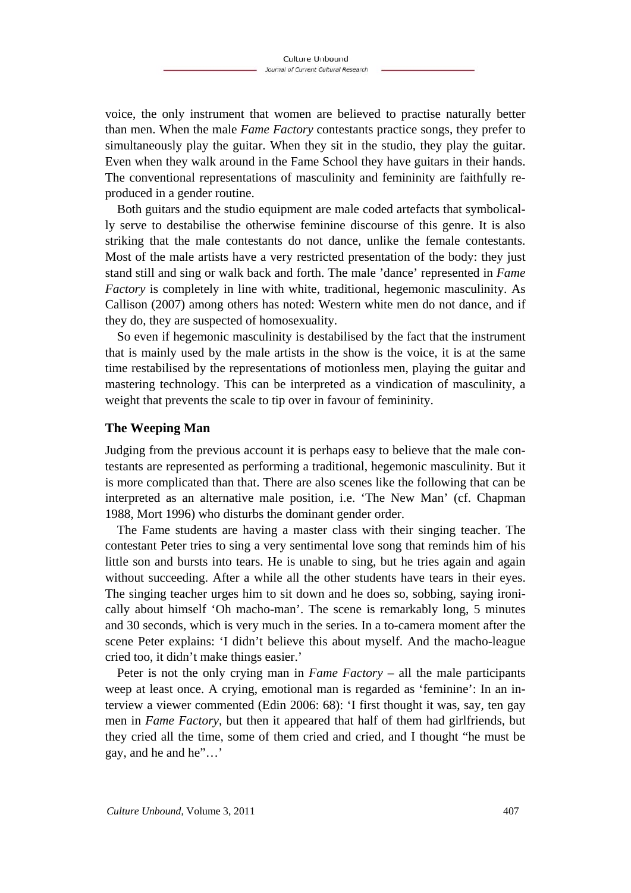voice, the only instrument that women are believed to practise naturally better than men. When the male *Fame Factory* contestants practice songs, they prefer to simultaneously play the guitar. When they sit in the studio, they play the guitar. Even when they walk around in the Fame School they have guitars in their hands. The conventional representations of masculinity and femininity are faithfully reproduced in a gender routine.

Both guitars and the studio equipment are male coded artefacts that symbolically serve to destabilise the otherwise feminine discourse of this genre. It is also striking that the male contestants do not dance, unlike the female contestants. Most of the male artists have a very restricted presentation of the body: they just stand still and sing or walk back and forth. The male 'dance' represented in *Fame Factory* is completely in line with white, traditional, hegemonic masculinity. As Callison (2007) among others has noted: Western white men do not dance, and if they do, they are suspected of homosexuality.

So even if hegemonic masculinity is destabilised by the fact that the instrument that is mainly used by the male artists in the show is the voice, it is at the same time restabilised by the representations of motionless men, playing the guitar and mastering technology. This can be interpreted as a vindication of masculinity, a weight that prevents the scale to tip over in favour of femininity.

## The Weeping Man

Judging from the previous account it is perhaps easy to believe that the male contestants are represented as performing a traditional, hegemonic masculinity. But it is more complicated than that. There are also scenes like the following that can be interpreted as an alternative male position, i.e. 'The New Man' (cf. Chapman 1988, Mort 1996) who disturbs the dominant gender order.

The Fame students are having a master class with their singing teacher. The contestant Peter tries to sing a very sentimental love song that reminds him of his little son and bursts into tears. He is unable to sing, but he tries again and again without succeeding. After a while all the other students have tears in their eyes. The singing teacher urges him to sit down and he does so, sobbing, saying ironically about himself 'Oh macho-man'. The scene is remarkably long, 5 minutes and 30 seconds, which is very much in the series. In a to-camera moment after the scene Peter explains: 'I didn't believe this about myself. And the macho-league cried too, it didn't make things easier.'

Peter is not the only crying man in *Fame Factory* – all the male participants weep at least once. A crying, emotional man is regarded as 'feminine': In an interview a viewer commented (Edin 2006: 68): 'I first thought it was, say, ten gay men in *Fame Factory*, but then it appeared that half of them had girlfriends, but they cried all the time, some of them cried and cried, and I thought "he must be gay, and he and he"…'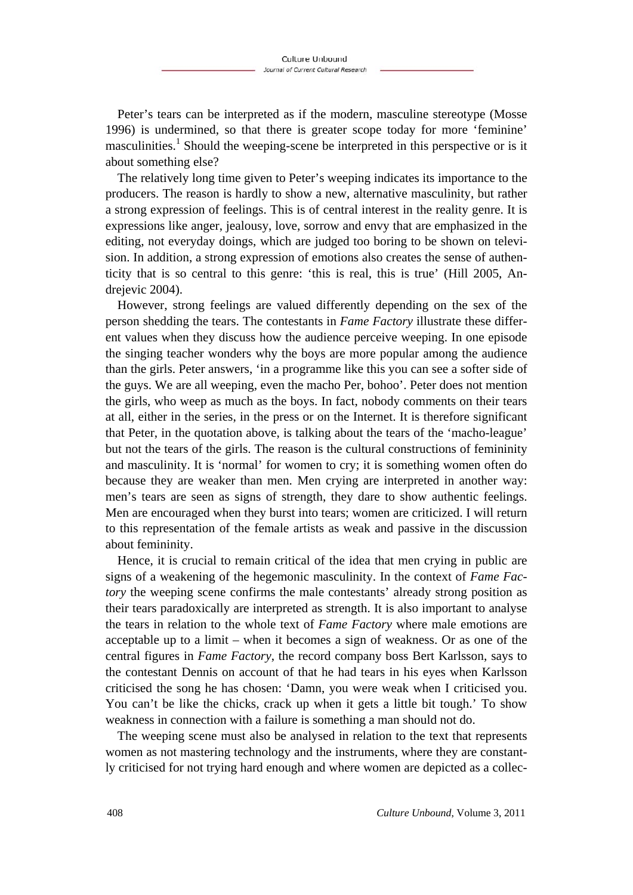Peter's tears can be interpreted as if the modern, masculine stereotype (Mosse 1996) is undermined, so that there is greater scope today for more 'feminine' masculinities.[1] Should the weeping-scene be interpreted in this perspective or is it about something else?

The relatively long time given to Peter's weeping indicates its importance to the producers. The reason is hardly to show a new, alternative masculinity, but rather a strong expression of feelings. This is of central interest in the reality genre. It is expressions like anger, jealousy, love, sorrow and envy that are emphasized in the editing, not everyday doings, which are judged too boring to be shown on television. In addition, a strong expression of emotions also creates the sense of authenticity that is so central to this genre: 'this is real, this is true' (Hill 2005, Andrejevic 2004).

However, strong feelings are valued differently depending on the sex of the person shedding the tears. The contestants in *Fame Factory* illustrate these different values when they discuss how the audience perceive weeping. In one episode the singing teacher wonders why the boys are more popular among the audience than the girls. Peter answers, 'in a programme like this you can see a softer side of the guys. We are all weeping, even the macho Per, bohoo'. Peter does not mention the girls, who weep as much as the boys. In fact, nobody comments on their tears at all, either in the series, in the press or on the Internet. It is therefore significant that Peter, in the quotation above, is talking about the tears of the 'macho-league' but not the tears of the girls. The reason is the cultural constructions of femininity and masculinity. It is 'normal' for women to cry; it is something women often do because they are weaker than men. Men crying are interpreted in another way: men's tears are seen as signs of strength, they dare to show authentic feelings. Men are encouraged when they burst into tears; women are criticized. I will return to this representation of the female artists as weak and passive in the discussion about femininity.

Hence, it is crucial to remain critical of the idea that men crying in public are signs of a weakening of the hegemonic masculinity. In the context of *Fame Factory* the weeping scene confirms the male contestants' already strong position as their tears paradoxically are interpreted as strength. It is also important to analyse the tears in relation to the whole text of *Fame Factory* where male emotions are acceptable up to a limit – when it becomes a sign of weakness. Or as one of the central figures in *Fame Factory*, the record company boss Bert Karlsson, says to the contestant Dennis on account of that he had tears in his eyes when Karlsson criticised the song he has chosen: 'Damn, you were weak when I criticised you. You can't be like the chicks, crack up when it gets a little bit tough.' To show weakness in connection with a failure is something a man should not do.

The weeping scene must also be analysed in relation to the text that represents women as not mastering technology and the instruments, where they are constantly criticised for not trying hard enough and where women are depicted as a collec-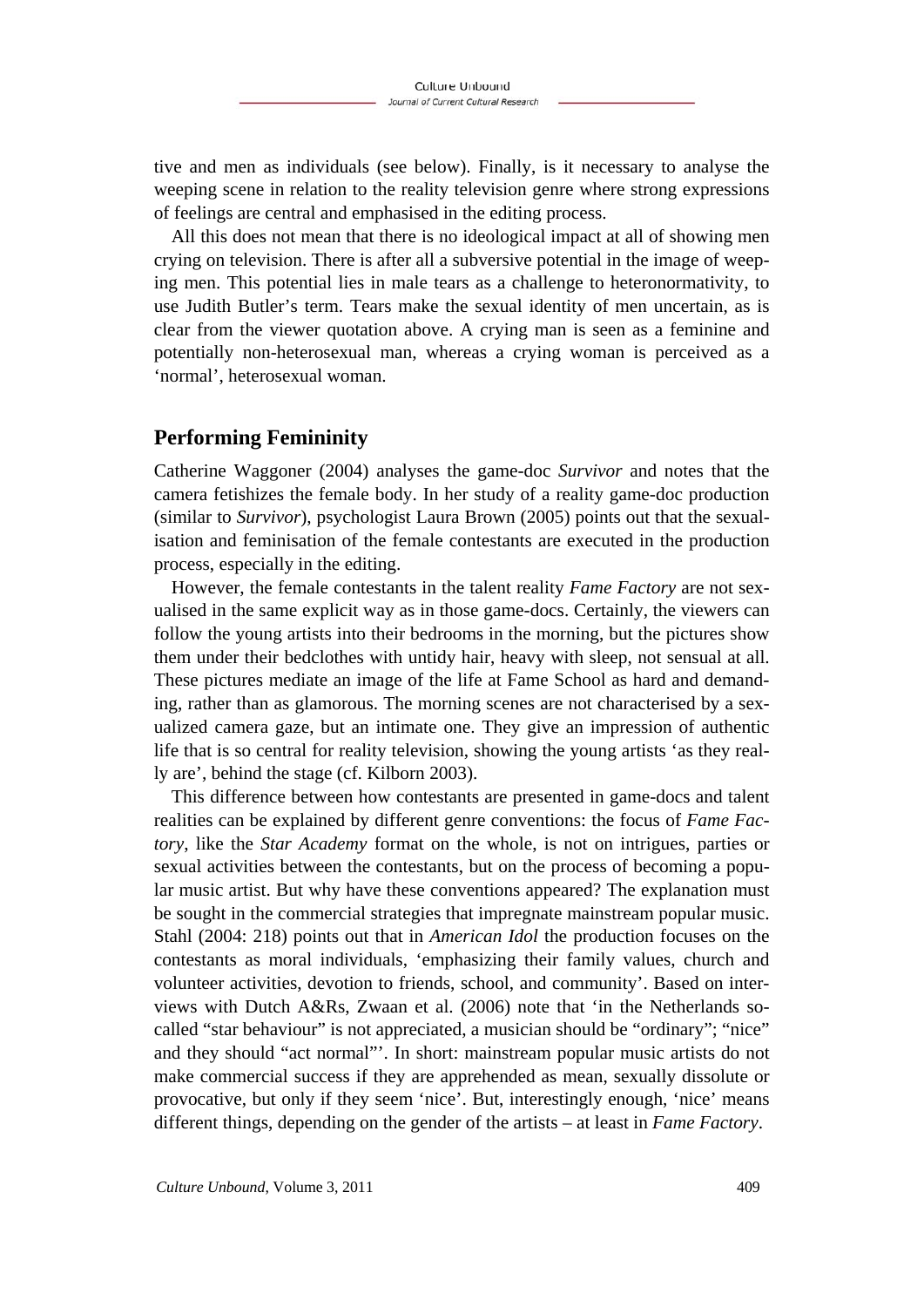tive and men as individuals (see below). Finally, is it necessary to analyse the weeping scene in relation to the reality television genre where strong expressions of feelings are central and emphasised in the editing process.

All this does not mean that there is no ideological impact at all of showing men crying on television. There is after all a subversive potential in the image of weeping men. This potential lies in male tears as a challenge to heteronormativity, to use Judith Butler's term. Tears make the sexual identity of men uncertain, as is clear from the viewer quotation above. A crying man is seen as a feminine and potentially non-heterosexual man, whereas a crying woman is perceived as a 'normal', heterosexual woman.

## Performing Femininity

Catherine Waggoner (2004) analyses the game-doc *Survivor* and notes that the camera fetishizes the female body. In her study of a reality game-doc production (similar to *Survivor*), psychologist Laura Brown (2005) points out that the sexualisation and feminisation of the female contestants are executed in the production process, especially in the editing.

However, the female contestants in the talent reality *Fame Factory* are not sexualised in the same explicit way as in those game-docs. Certainly, the viewers can follow the young artists into their bedrooms in the morning, but the pictures show them under their bedclothes with untidy hair, heavy with sleep, not sensual at all. These pictures mediate an image of the life at Fame School as hard and demanding, rather than as glamorous. The morning scenes are not characterised by a sexualized camera gaze, but an intimate one. They give an impression of authentic life that is so central for reality television, showing the young artists 'as they really are', behind the stage (cf. Kilborn 2003).

This difference between how contestants are presented in game-docs and talent realities can be explained by different genre conventions: the focus of *Fame Factory*, like the *Star Academy* format on the whole, is not on intrigues, parties or sexual activities between the contestants, but on the process of becoming a popular music artist. But why have these conventions appeared? The explanation must be sought in the commercial strategies that impregnate mainstream popular music. Stahl (2004: 218) points out that in *American Idol* the production focuses on the contestants as moral individuals, 'emphasizing their family values, church and volunteer activities, devotion to friends, school, and community'. Based on interviews with Dutch A&Rs, Zwaan et al. (2006) note that 'in the Netherlands so-called "star behaviour" is not appreciated, a musician should be "ordinary"; "nice" and they should "act normal"'. In short: mainstream popular music artists do not make commercial success if they are apprehended as mean, sexually dissolute or provocative, but only if they seem 'nice'. But, interestingly enough, 'nice' means different things, depending on the gender of the artists – at least in *Fame Factory*.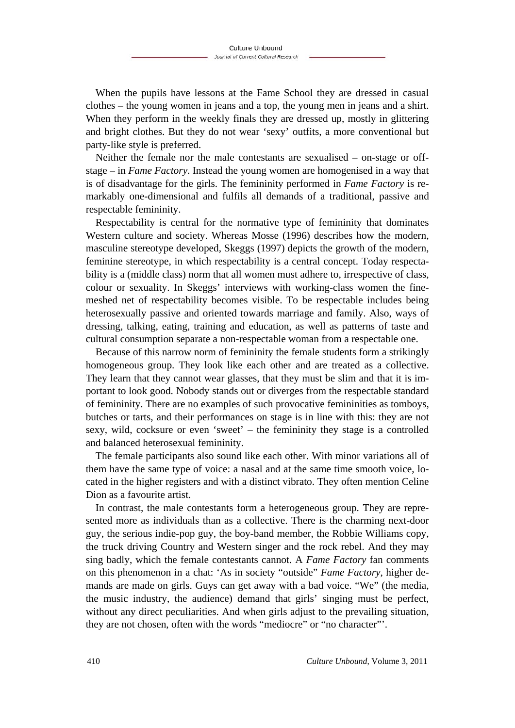When the pupils have lessons at the Fame School they are dressed in casual clothes – the young women in jeans and a top, the young men in jeans and a shirt. When they perform in the weekly finals they are dressed up, mostly in glittering and bright clothes. But they do not wear 'sexy' outfits, a more conventional but party-like style is preferred.

Neither the female nor the male contestants are sexualised – on-stage or off-stage – in *Fame Factory*. Instead the young women are homogenised in a way that is of disadvantage for the girls. The femininity performed in *Fame Factory* is remarkably one-dimensional and fulfils all demands of a traditional, passive and respectable femininity.

Respectability is central for the normative type of femininity that dominates Western culture and society. Whereas Mosse (1996) describes how the modern, masculine stereotype developed, Skeggs (1997) depicts the growth of the modern, feminine stereotype, in which respectability is a central concept. Today respectability is a (middle class) norm that all women must adhere to, irrespective of class, colour or sexuality. In Skeggs' interviews with working-class women the fine-meshed net of respectability becomes visible. To be respectable includes being heterosexually passive and oriented towards marriage and family. Also, ways of dressing, talking, eating, training and education, as well as patterns of taste and cultural consumption separate a non-respectable woman from a respectable one.

Because of this narrow norm of femininity the female students form a strikingly homogeneous group. They look like each other and are treated as a collective. They learn that they cannot wear glasses, that they must be slim and that it is important to look good. Nobody stands out or diverges from the respectable standard of femininity. There are no examples of such provocative femininities as tomboys, butches or tarts, and their performances on stage is in line with this: they are not sexy, wild, cocksure or even 'sweet' – the femininity they stage is a controlled and balanced heterosexual femininity.

The female participants also sound like each other. With minor variations all of them have the same type of voice: a nasal and at the same time smooth voice, located in the higher registers and with a distinct vibrato. They often mention Celine Dion as a favourite artist.

In contrast, the male contestants form a heterogeneous group. They are represented more as individuals than as a collective. There is the charming next-door guy, the serious indie-pop guy, the boy-band member, the Robbie Williams copy, the truck driving Country and Western singer and the rock rebel. And they may sing badly, which the female contestants cannot. A *Fame Factory* fan comments on this phenomenon in a chat: 'As in society "outside" *Fame Factory*, higher demands are made on girls. Guys can get away with a bad voice. "We" (the media, the music industry, the audience) demand that girls' singing must be perfect, without any direct peculiarities. And when girls adjust to the prevailing situation, they are not chosen, often with the words "mediocre" or "no character"'.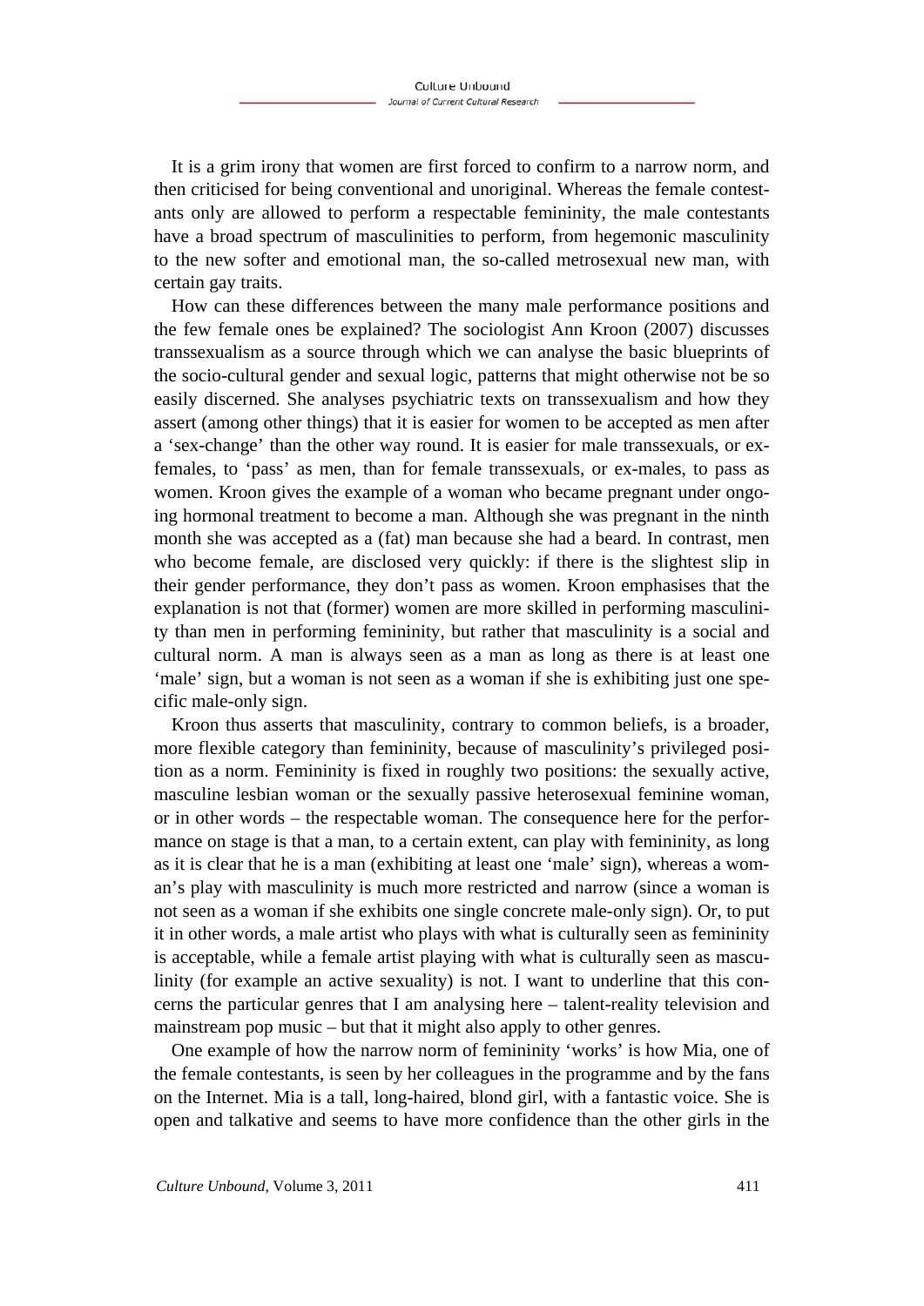It is a grim irony that women are first forced to confirm to a narrow norm, and then criticised for being conventional and unoriginal. Whereas the female contestants only are allowed to perform a respectable femininity, the male contestants have a broad spectrum of masculinities to perform, from hegemonic masculinity to the new softer and emotional man, the so-called metrosexual new man, with certain gay traits.

How can these differences between the many male performance positions and the few female ones be explained? The sociologist Ann Kroon (2007) discusses transsexualism as a source through which we can analyse the basic blueprints of the socio-cultural gender and sexual logic, patterns that might otherwise not be so easily discerned. She analyses psychiatric texts on transsexualism and how they assert (among other things) that it is easier for women to be accepted as men after a 'sex-change' than the other way round. It is easier for male transsexuals, or ex-females, to 'pass' as men, than for female transsexuals, or ex-males, to pass as women. Kroon gives the example of a woman who became pregnant under ongoing hormonal treatment to become a man. Although she was pregnant in the ninth month she was accepted as a (fat) man because she had a beard. In contrast, men who become female, are disclosed very quickly: if there is the slightest slip in their gender performance, they don't pass as women. Kroon emphasises that the explanation is not that (former) women are more skilled in performing masculinity than men in performing femininity, but rather that masculinity is a social and cultural norm. A man is always seen as a man as long as there is at least one 'male' sign, but a woman is not seen as a woman if she is exhibiting just one specific male-only sign.

Kroon thus asserts that masculinity, contrary to common beliefs, is a broader, more flexible category than femininity, because of masculinity's privileged position as a norm. Femininity is fixed in roughly two positions: the sexually active, masculine lesbian woman or the sexually passive heterosexual feminine woman, or in other words – the respectable woman. The consequence here for the performance on stage is that a man, to a certain extent, can play with femininity, as long as it is clear that he is a man (exhibiting at least one 'male' sign), whereas a woman's play with masculinity is much more restricted and narrow (since a woman is not seen as a woman if she exhibits one single concrete male-only sign). Or, to put it in other words, a male artist who plays with what is culturally seen as femininity is acceptable, while a female artist playing with what is culturally seen as masculinity (for example an active sexuality) is not. I want to underline that this concerns the particular genres that I am analysing here – talent-reality television and mainstream pop music – but that it might also apply to other genres.

One example of how the narrow norm of femininity 'works' is how Mia, one of the female contestants, is seen by her colleagues in the programme and by the fans on the Internet. Mia is a tall, long-haired, blond girl, with a fantastic voice. She is open and talkative and seems to have more confidence than the other girls in the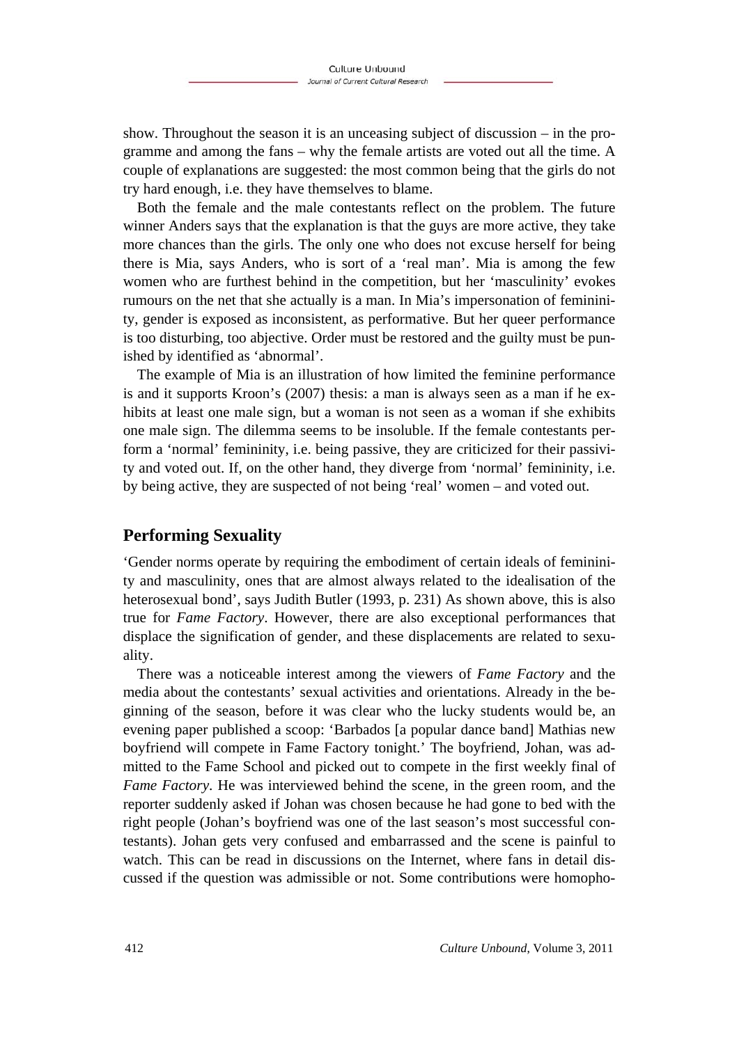show. Throughout the season it is an unceasing subject of discussion – in the programme and among the fans – why the female artists are voted out all the time. A couple of explanations are suggested: the most common being that the girls do not try hard enough, i.e. they have themselves to blame.

Both the female and the male contestants reflect on the problem. The future winner Anders says that the explanation is that the guys are more active, they take more chances than the girls. The only one who does not excuse herself for being there is Mia, says Anders, who is sort of a 'real man'. Mia is among the few women who are furthest behind in the competition, but her 'masculinity' evokes rumours on the net that she actually is a man. In Mia's impersonation of femininity, gender is exposed as inconsistent, as performative. But her queer performance is too disturbing, too abjective. Order must be restored and the guilty must be punished by identified as 'abnormal'.

The example of Mia is an illustration of how limited the feminine performance is and it supports Kroon's (2007) thesis: a man is always seen as a man if he exhibits at least one male sign, but a woman is not seen as a woman if she exhibits one male sign. The dilemma seems to be insoluble. If the female contestants perform a 'normal' femininity, i.e. being passive, they are criticized for their passivity and voted out. If, on the other hand, they diverge from 'normal' femininity, i.e. by being active, they are suspected of not being 'real' women – and voted out.

## Performing Sexuality

'Gender norms operate by requiring the embodiment of certain ideals of femininity and masculinity, ones that are almost always related to the idealisation of the heterosexual bond', says Judith Butler (1993, p. 231) As shown above, this is also true for *Fame Factory*. However, there are also exceptional performances that displace the signification of gender, and these displacements are related to sexuality.

There was a noticeable interest among the viewers of *Fame Factory* and the media about the contestants' sexual activities and orientations. Already in the beginning of the season, before it was clear who the lucky students would be, an evening paper published a scoop: 'Barbados [a popular dance band] Mathias new boyfriend will compete in Fame Factory tonight.' The boyfriend, Johan, was admitted to the Fame School and picked out to compete in the first weekly final of *Fame Factory*. He was interviewed behind the scene, in the green room, and the reporter suddenly asked if Johan was chosen because he had gone to bed with the right people (Johan's boyfriend was one of the last season's most successful contestants). Johan gets very confused and embarrassed and the scene is painful to watch. This can be read in discussions on the Internet, where fans in detail discussed if the question was admissible or not. Some contributions were homopho-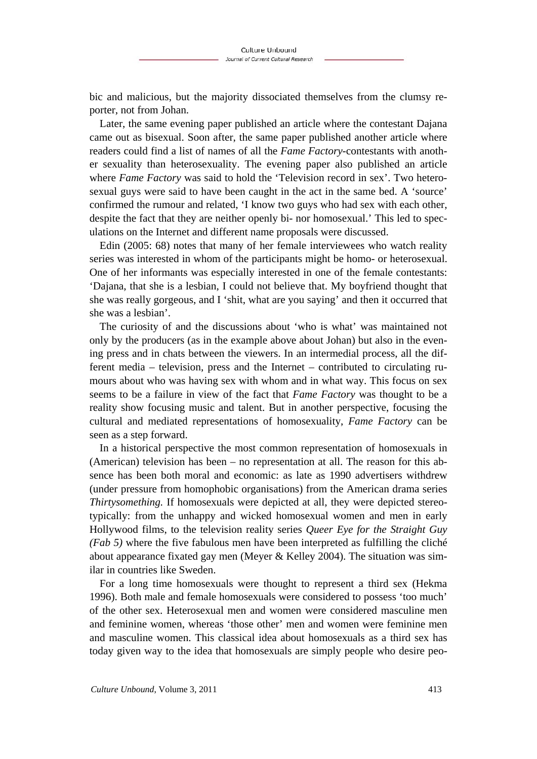bic and malicious, but the majority dissociated themselves from the clumsy reporter, not from Johan.

Later, the same evening paper published an article where the contestant Dajana came out as bisexual. Soon after, the same paper published another article where readers could find a list of names of all the *Fame Factory*-contestants with another sexuality than heterosexuality. The evening paper also published an article where *Fame Factory* was said to hold the 'Television record in sex'. Two heterosexual guys were said to have been caught in the act in the same bed. A 'source' confirmed the rumour and related, 'I know two guys who had sex with each other, despite the fact that they are neither openly bi- nor homosexual.' This led to speculations on the Internet and different name proposals were discussed.

Edin (2005: 68) notes that many of her female interviewees who watch reality series was interested in whom of the participants might be homo- or heterosexual. One of her informants was especially interested in one of the female contestants: 'Dajana, that she is a lesbian, I could not believe that. My boyfriend thought that she was really gorgeous, and I 'shit, what are you saying' and then it occurred that she was a lesbian'.

The curiosity of and the discussions about 'who is what' was maintained not only by the producers (as in the example above about Johan) but also in the evening press and in chats between the viewers. In an intermedial process, all the different media – television, press and the Internet – contributed to circulating rumours about who was having sex with whom and in what way. This focus on sex seems to be a failure in view of the fact that *Fame Factory* was thought to be a reality show focusing music and talent. But in another perspective, focusing the cultural and mediated representations of homosexuality, *Fame Factory* can be seen as a step forward.

In a historical perspective the most common representation of homosexuals in (American) television has been – no representation at all. The reason for this absence has been both moral and economic: as late as 1990 advertisers withdrew (under pressure from homophobic organisations) from the American drama series *Thirtysomething.* If homosexuals were depicted at all, they were depicted stereotypically: from the unhappy and wicked homosexual women and men in early Hollywood films, to the television reality series *Queer Eye for the Straight Guy (Fab 5)* where the five fabulous men have been interpreted as fulfilling the cliché about appearance fixated gay men (Meyer & Kelley 2004). The situation was similar in countries like Sweden.

For a long time homosexuals were thought to represent a third sex (Hekma 1996). Both male and female homosexuals were considered to possess 'too much' of the other sex. Heterosexual men and women were considered masculine men and feminine women, whereas 'those other' men and women were feminine men and masculine women. This classical idea about homosexuals as a third sex has today given way to the idea that homosexuals are simply people who desire peo-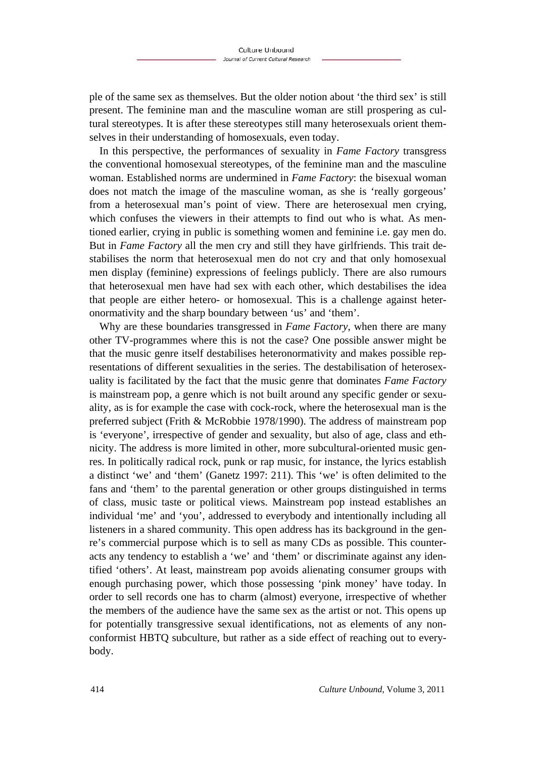ple of the same sex as themselves. But the older notion about 'the third sex' is still present. The feminine man and the masculine woman are still prospering as cultural stereotypes. It is after these stereotypes still many heterosexuals orient themselves in their understanding of homosexuals, even today.

In this perspective, the performances of sexuality in *Fame Factory* transgress the conventional homosexual stereotypes, of the feminine man and the masculine woman. Established norms are undermined in *Fame Factory*: the bisexual woman does not match the image of the masculine woman, as she is 'really gorgeous' from a heterosexual man's point of view. There are heterosexual men crying, which confuses the viewers in their attempts to find out who is what. As mentioned earlier, crying in public is something women and feminine i.e. gay men do. But in *Fame Factory* all the men cry and still they have girlfriends. This trait destabilises the norm that heterosexual men do not cry and that only homosexual men display (feminine) expressions of feelings publicly. There are also rumours that heterosexual men have had sex with each other, which destabilises the idea that people are either hetero- or homosexual. This is a challenge against heteronormativity and the sharp boundary between 'us' and 'them'.

Why are these boundaries transgressed in *Fame Factory*, when there are many other TV-programmes where this is not the case? One possible answer might be that the music genre itself destabilises heteronormativity and makes possible representations of different sexualities in the series. The destabilisation of heterosexuality is facilitated by the fact that the music genre that dominates *Fame Factory* is mainstream pop, a genre which is not built around any specific gender or sexuality, as is for example the case with cock-rock, where the heterosexual man is the preferred subject (Frith & McRobbie 1978/1990). The address of mainstream pop is 'everyone', irrespective of gender and sexuality, but also of age, class and ethnicity. The address is more limited in other, more subcultural-oriented music genres. In politically radical rock, punk or rap music, for instance, the lyrics establish a distinct 'we' and 'them' (Ganetz 1997: 211). This 'we' is often delimited to the fans and 'them' to the parental generation or other groups distinguished in terms of class, music taste or political views. Mainstream pop instead establishes an individual 'me' and 'you', addressed to everybody and intentionally including all listeners in a shared community. This open address has its background in the genre's commercial purpose which is to sell as many CDs as possible. This counteracts any tendency to establish a 'we' and 'them' or discriminate against any identified 'others'. At least, mainstream pop avoids alienating consumer groups with enough purchasing power, which those possessing 'pink money' have today. In order to sell records one has to charm (almost) everyone, irrespective of whether the members of the audience have the same sex as the artist or not. This opens up for potentially transgressive sexual identifications, not as elements of any nonconformist HBTQ subculture, but rather as a side effect of reaching out to everybody.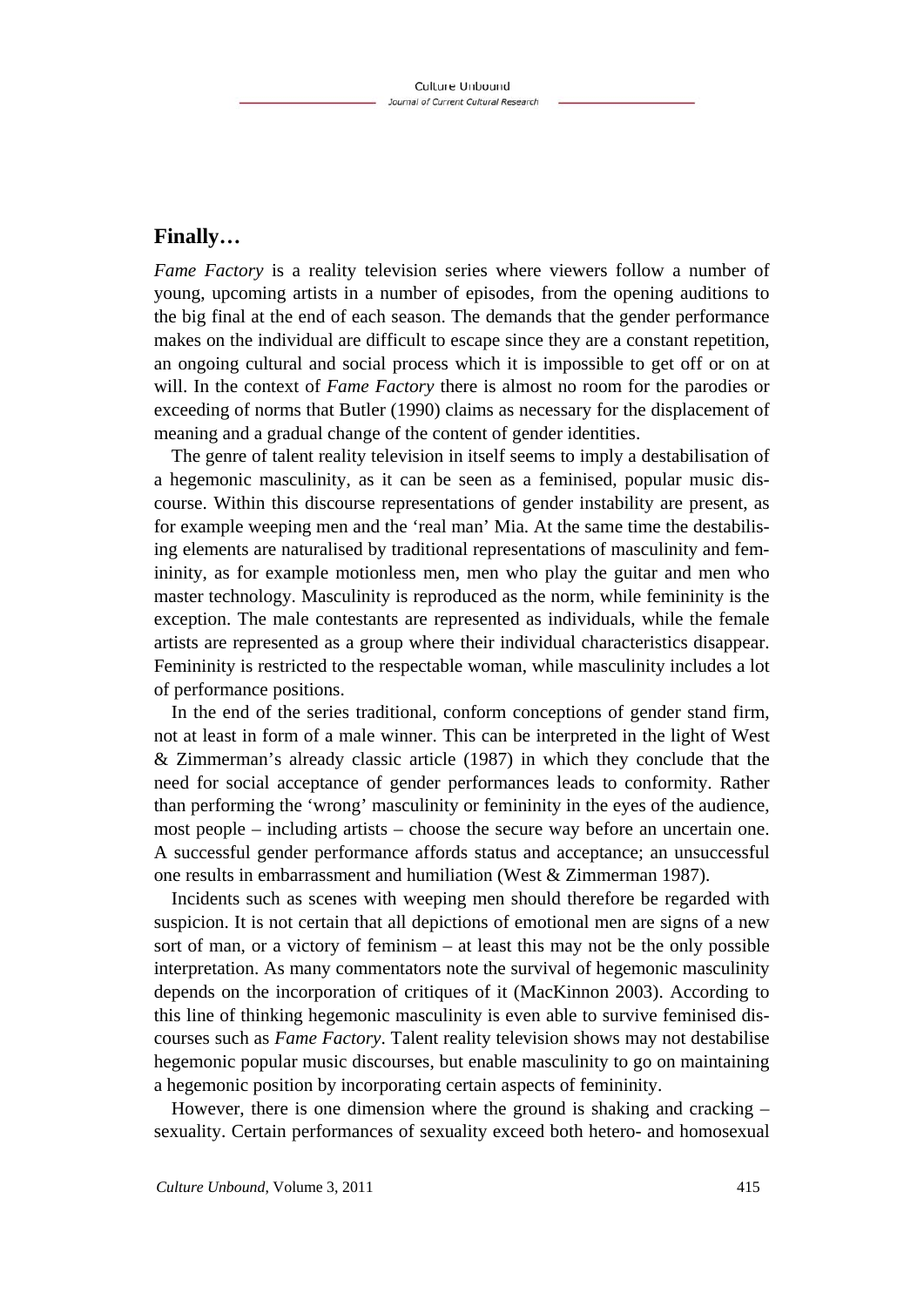## Finally…

*Fame Factory* is a reality television series where viewers follow a number of young, upcoming artists in a number of episodes, from the opening auditions to the big final at the end of each season. The demands that the gender performance makes on the individual are difficult to escape since they are a constant repetition, an ongoing cultural and social process which it is impossible to get off or on at will. In the context of *Fame Factory* there is almost no room for the parodies or exceeding of norms that Butler (1990) claims as necessary for the displacement of meaning and a gradual change of the content of gender identities.

The genre of talent reality television in itself seems to imply a destabilisation of a hegemonic masculinity, as it can be seen as a feminised, popular music discourse. Within this discourse representations of gender instability are present, as for example weeping men and the 'real man' Mia. At the same time the destabilising elements are naturalised by traditional representations of masculinity and femininity, as for example motionless men, men who play the guitar and men who master technology. Masculinity is reproduced as the norm, while femininity is the exception. The male contestants are represented as individuals, while the female artists are represented as a group where their individual characteristics disappear. Femininity is restricted to the respectable woman, while masculinity includes a lot of performance positions.

In the end of the series traditional, conform conceptions of gender stand firm, not at least in form of a male winner. This can be interpreted in the light of West & Zimmerman's already classic article (1987) in which they conclude that the need for social acceptance of gender performances leads to conformity. Rather than performing the 'wrong' masculinity or femininity in the eyes of the audience, most people – including artists – choose the secure way before an uncertain one. A successful gender performance affords status and acceptance; an unsuccessful one results in embarrassment and humiliation (West & Zimmerman 1987).

Incidents such as scenes with weeping men should therefore be regarded with suspicion. It is not certain that all depictions of emotional men are signs of a new sort of man, or a victory of feminism – at least this may not be the only possible interpretation. As many commentators note the survival of hegemonic masculinity depends on the incorporation of critiques of it (MacKinnon 2003). According to this line of thinking hegemonic masculinity is even able to survive feminised discourses such as *Fame Factory*. Talent reality television shows may not destabilise hegemonic popular music discourses, but enable masculinity to go on maintaining a hegemonic position by incorporating certain aspects of femininity.

However, there is one dimension where the ground is shaking and cracking – sexuality. Certain performances of sexuality exceed both hetero- and homosexual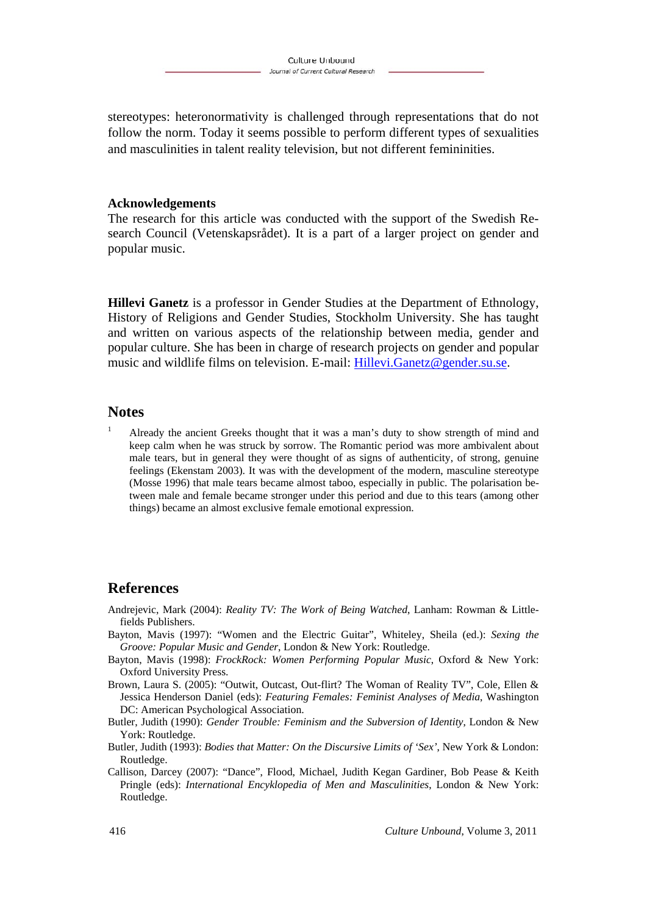stereotypes: heteronormativity is challenged through representations that do not follow the norm. Today it seems possible to perform different types of sexualities and masculinities in talent reality television, but not different femininities.

### Acknowledgements

The research for this article was conducted with the support of the Swedish Research Council (Vetenskapsrådet). It is a part of a larger project on gender and popular music.

**Hillevi Ganetz** is a professor in Gender Studies at the Department of Ethnology, History of Religions and Gender Studies, Stockholm University. She has taught and written on various aspects of the relationship between media, gender and popular culture. She has been in charge of research projects on gender and popular music and wildlife films on television. E-mail: Hillevi.Ganetz@gender.su.se.

## Notes

[1] Already the ancient Greeks thought that it was a man's duty to show strength of mind and keep calm when he was struck by sorrow. The Romantic period was more ambivalent about male tears, but in general they were thought of as signs of authenticity, of strong, genuine feelings (Ekenstam 2003). It was with the development of the modern, masculine stereotype (Mosse 1996) that male tears became almost taboo, especially in public. The polarisation between male and female became stronger under this period and due to this tears (among other things) became an almost exclusive female emotional expression.

## References

Andrejevic, Mark (2004): *Reality TV: The Work of Being Watched*, Lanham: Rowman & Littlefields Publishers.

Bayton, Mavis (1997): "Women and the Electric Guitar", Whiteley, Sheila (ed.): *Sexing the Groove: Popular Music and Gender*, London & New York: Routledge.

Bayton, Mavis (1998): *FrockRock: Women Performing Popular Music*, Oxford & New York: Oxford University Press.

Brown, Laura S. (2005): "Outwit, Outcast, Out-flirt? The Woman of Reality TV", Cole, Ellen & Jessica Henderson Daniel (eds): *Featuring Females: Feminist Analyses of Media*, Washington DC: American Psychological Association.

Butler, Judith (1990): *Gender Trouble: Feminism and the Subversion of Identity*, London & New York: Routledge.

Butler, Judith (1993): *Bodies that Matter: On the Discursive Limits of 'Sex'*, New York & London: Routledge.

Callison, Darcey (2007): "Dance", Flood, Michael, Judith Kegan Gardiner, Bob Pease & Keith Pringle (eds): *International Encyklopedia of Men and Masculinities*, London & New York: Routledge.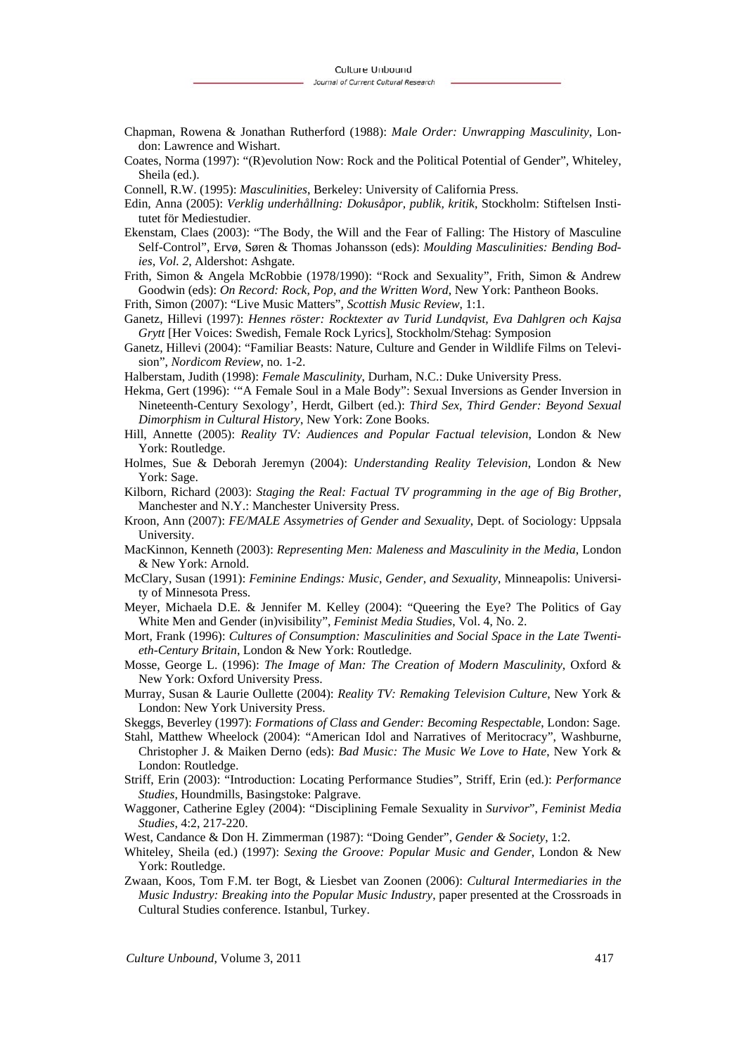Chapman, Rowena & Jonathan Rutherford (1988): *Male Order: Unwrapping Masculinity*, London: Lawrence and Wishart.

Coates, Norma (1997): "(R)evolution Now: Rock and the Political Potential of Gender", Whiteley, Sheila (ed.).

Connell, R.W. (1995): *Masculinities*, Berkeley: University of California Press.

Edin, Anna (2005): *Verklig underhållning: Dokusåpor, publik, kritik*, Stockholm: Stiftelsen Institutet för Mediestudier.

Ekenstam, Claes (2003): "The Body, the Will and the Fear of Falling: The History of Masculine Self-Control", Ervø, Søren & Thomas Johansson (eds): *Moulding Masculinities: Bending Bodies, Vol. 2*, Aldershot: Ashgate.

Frith, Simon & Angela McRobbie (1978/1990): "Rock and Sexuality", Frith, Simon & Andrew Goodwin (eds): *On Record: Rock, Pop, and the Written Word*, New York: Pantheon Books.

Frith, Simon (2007): "Live Music Matters", *Scottish Music Review*, 1:1.

Ganetz, Hillevi (1997): *Hennes röster: Rocktexter av Turid Lundqvist, Eva Dahlgren och Kajsa Grytt* [Her Voices: Swedish, Female Rock Lyrics], Stockholm/Stehag: Symposion

Ganetz, Hillevi (2004): "Familiar Beasts: Nature, Culture and Gender in Wildlife Films on Television", *Nordicom Review*, no. 1-2.

Halberstam, Judith (1998): *Female Masculinity*, Durham, N.C.: Duke University Press.

Hekma, Gert (1996): '"A Female Soul in a Male Body": Sexual Inversions as Gender Inversion in Nineteenth-Century Sexology', Herdt, Gilbert (ed.): *Third Sex, Third Gender: Beyond Sexual Dimorphism in Cultural History*, New York: Zone Books.

Hill, Annette (2005): *Reality TV: Audiences and Popular Factual television*, London & New York: Routledge.

Holmes, Sue & Deborah Jeremyn (2004): *Understanding Reality Television*, London & New York: Sage.

Kilborn, Richard (2003): *Staging the Real: Factual TV programming in the age of Big Brother*, Manchester and N.Y.: Manchester University Press.

Kroon, Ann (2007): *FE/MALE Assymetries of Gender and Sexuality*, Dept. of Sociology: Uppsala University.

MacKinnon, Kenneth (2003): *Representing Men: Maleness and Masculinity in the Media*, London & New York: Arnold.

McClary, Susan (1991): *Feminine Endings: Music, Gender, and Sexuality*, Minneapolis: University of Minnesota Press.

Meyer, Michaela D.E. & Jennifer M. Kelley (2004): "Queering the Eye? The Politics of Gay White Men and Gender (in)visibility", *Feminist Media Studies*, Vol. 4, No. 2.

Mort, Frank (1996): *Cultures of Consumption: Masculinities and Social Space in the Late Twentieth-Century Britain*, London & New York: Routledge.

Mosse, George L. (1996): *The Image of Man: The Creation of Modern Masculinity*, Oxford & New York: Oxford University Press.

Murray, Susan & Laurie Oullette (2004): *Reality TV: Remaking Television Culture*, New York & London: New York University Press.

Skeggs, Beverley (1997): *Formations of Class and Gender: Becoming Respectable*, London: Sage.

Stahl, Matthew Wheelock (2004): "American Idol and Narratives of Meritocracy", Washburne, Christopher J. & Maiken Derno (eds): *Bad Music: The Music We Love to Hate*, New York & London: Routledge.

Striff, Erin (2003): "Introduction: Locating Performance Studies", Striff, Erin (ed.): *Performance Studies*, Houndmills, Basingstoke: Palgrave.

Waggoner, Catherine Egley (2004): "Disciplining Female Sexuality in *Survivor*", *Feminist Media Studies*, 4:2, 217-220.

West, Candance & Don H. Zimmerman (1987): "Doing Gender", *Gender & Society*, 1:2.

Whiteley, Sheila (ed.) (1997): *Sexing the Groove: Popular Music and Gender*, London & New York: Routledge.

Zwaan, Koos, Tom F.M. ter Bogt, & Liesbet van Zoonen (2006): *Cultural Intermediaries in the Music Industry: Breaking into the Popular Music Industry*, paper presented at the Crossroads in Cultural Studies conference. Istanbul, Turkey.